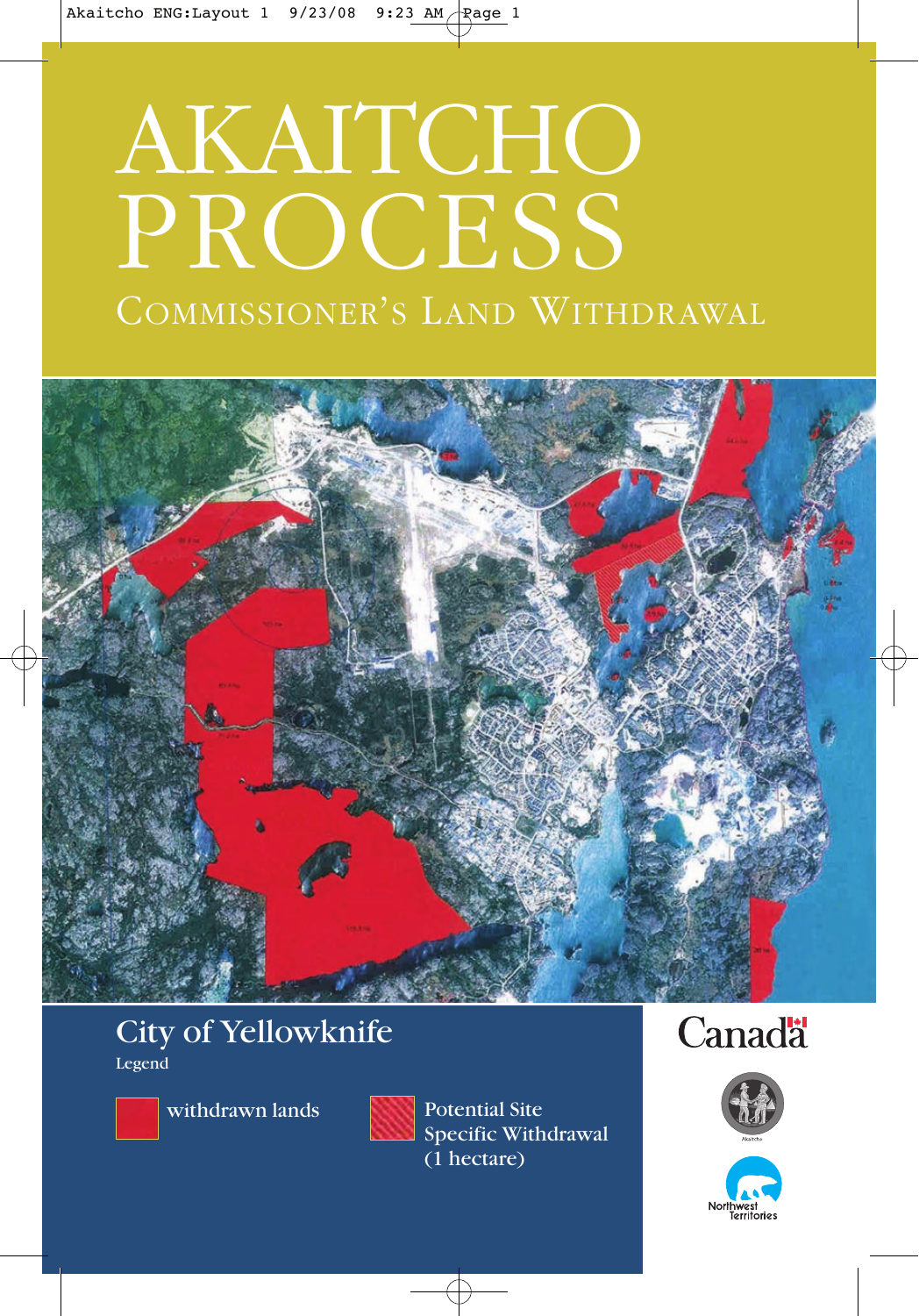# AKAITCHO PROCESS

## COMMISSIONER'S LAND WITHDRAWAL

## City of Yellowknife

Legend

- withdrawn lands
- Potential Site Specific Withdrawal (1 hectare)

Canada

Akaitcho

Northwest Territories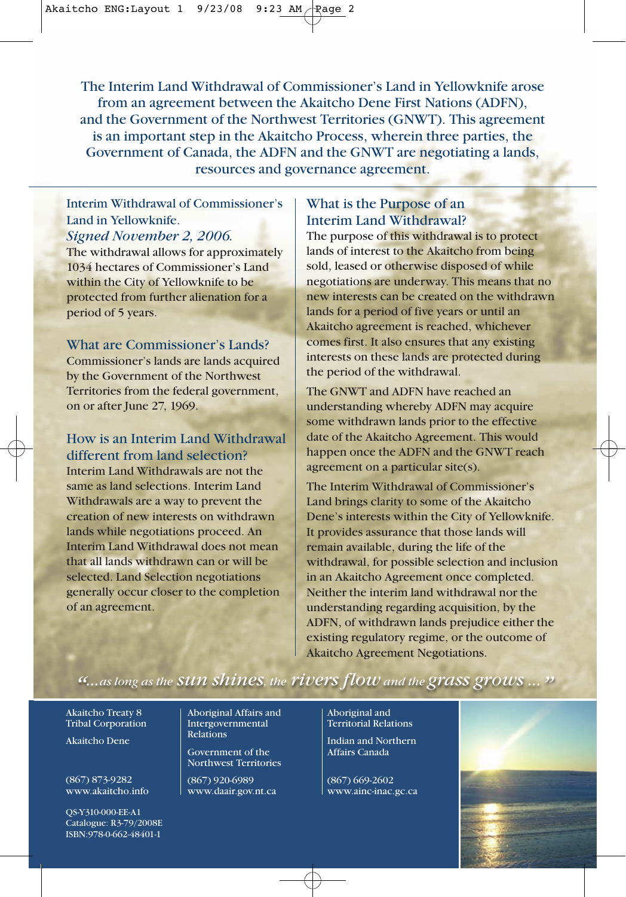The Interim Land Withdrawal of Commissioner's Land in Yellowknife arose from an agreement between the Akaitcho Dene First Nations (ADFN), and the Government of the Northwest Territories (GNWT). This agreement is an important step in the Akaitcho Process, wherein three parties, the Government of Canada, the ADFN and the GNWT are negotiating a lands, resources and governance agreement.

## Interim Withdrawal of Commissioner's Land in Yellowknife.

*Signed November 2, 2006.*

The withdrawal allows for approximately 1034 hectares of Commissioner's Land within the City of Yellowknife to be protected from further alienation for a period of 5 years.

## What are Commissioner's Lands?

Commissioner's lands are lands acquired by the Government of the Northwest Territories from the federal government, on or after June 27, 1969.

## How is an Interim Land Withdrawal different from land selection?

Interim Land Withdrawals are not the same as land selections. Interim Land Withdrawals are a way to prevent the creation of new interests on withdrawn lands while negotiations proceed. An Interim Land Withdrawal does not mean that all lands withdrawn can or will be selected. Land Selection negotiations generally occur closer to the completion of an agreement.

## What is the Purpose of an Interim Land Withdrawal?

The purpose of this withdrawal is to protect lands of interest to the Akaitcho from being sold, leased or otherwise disposed of while negotiations are underway. This means that no new interests can be created on the withdrawn lands for a period of five years or until an Akaitcho agreement is reached, whichever comes first. It also ensures that any existing interests on these lands are protected during the period of the withdrawal.

The GNWT and ADFN have reached an understanding whereby ADFN may acquire some withdrawn lands prior to the effective date of the Akaitcho Agreement. This would happen once the ADFN and the GNWT reach agreement on a particular site(s).

The Interim Withdrawal of Commissioner's Land brings clarity to some of the Akaitcho Dene's interests within the City of Yellowknife. It provides assurance that those lands will remain available, during the life of the withdrawal, for possible selection and inclusion in an Akaitcho Agreement once completed. Neither the interim land withdrawal nor the understanding regarding acquisition, by the ADFN, of withdrawn lands prejudice either the existing regulatory regime, or the outcome of Akaitcho Agreement Negotiations.

*"...as long as the sun shines, the rivers flow and the grass grows ... "*

Akaitcho Treaty 8 Tribal Corporation

Akaitcho Dene

(867) 873-9282
www.akaitcho.info

Aboriginal Affairs and Intergovernmental Relations

Government of the Northwest Territories

(867) 920-6989
www.daair.gov.nt.ca

Aboriginal and Territorial Relations

Indian and Northern Affairs Canada

(867) 669-2602
www.ainc-inac.gc.ca

QS-Y310-000-EE-A1
Catalogue: R3-79/2008E
ISBN:978-0-662-48401-1